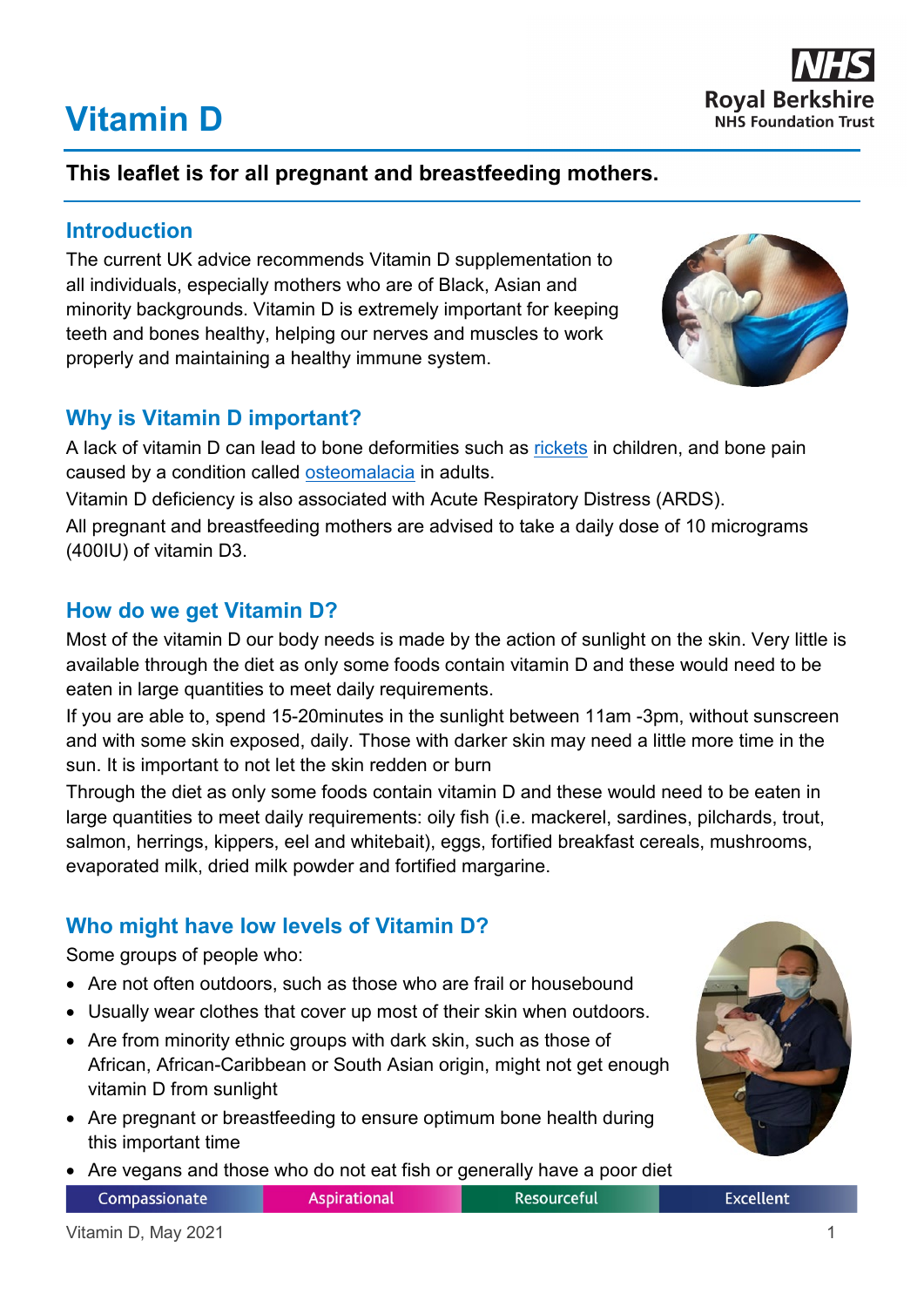# Vitamin D

Royal Berkshire NHS Foundation Trust

**This leaflet is for all pregnant and breastfeeding mothers.**

## Introduction

The current UK advice recommends Vitamin D supplementation to all individuals, especially mothers who are of Black, Asian and minority backgrounds. Vitamin D is extremely important for keeping teeth and bones healthy, helping our nerves and muscles to work properly and maintaining a healthy immune system.

## Why is Vitamin D important?

A lack of vitamin D can lead to bone deformities such as rickets in children, and bone pain caused by a condition called osteomalacia in adults.

Vitamin D deficiency is also associated with Acute Respiratory Distress (ARDS).

All pregnant and breastfeeding mothers are advised to take a daily dose of 10 micrograms (400IU) of vitamin D3.

## How do we get Vitamin D?

Most of the vitamin D our body needs is made by the action of sunlight on the skin. Very little is available through the diet as only some foods contain vitamin D and these would need to be eaten in large quantities to meet daily requirements.

If you are able to, spend 15-20minutes in the sunlight between 11am -3pm, without sunscreen and with some skin exposed, daily. Those with darker skin may need a little more time in the sun. It is important to not let the skin redden or burn

Through the diet as only some foods contain vitamin D and these would need to be eaten in large quantities to meet daily requirements: oily fish (i.e. mackerel, sardines, pilchards, trout, salmon, herrings, kippers, eel and whitebait), eggs, fortified breakfast cereals, mushrooms, evaporated milk, dried milk powder and fortified margarine.

## Who might have low levels of Vitamin D?

Some groups of people who:

- Are not often outdoors, such as those who are frail or housebound
- Usually wear clothes that cover up most of their skin when outdoors.
- Are from minority ethnic groups with dark skin, such as those of African, African-Caribbean or South Asian origin, might not get enough vitamin D from sunlight
- Are pregnant or breastfeeding to ensure optimum bone health during this important time
- Are vegans and those who do not eat fish or generally have a poor diet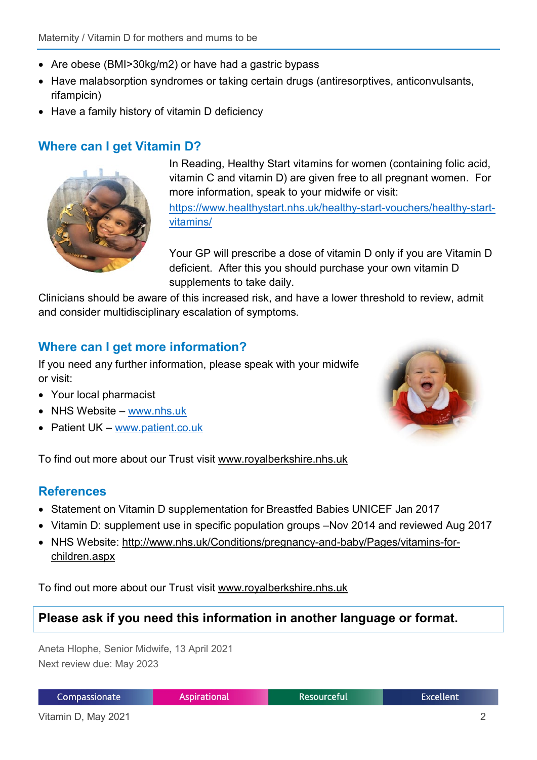- Are obese (BMI>30kg/m2) or have had a gastric bypass
- Have malabsorption syndromes or taking certain drugs (antiresorptives, anticonvulsants, rifampicin)
- Have a family history of vitamin D deficiency

## Where can I get Vitamin D?

In Reading, Healthy Start vitamins for women (containing folic acid, vitamin C and vitamin D) are given free to all pregnant women. For more information, speak to your midwife or visit: https://www.healthystart.nhs.uk/healthy-start-vouchers/healthy-start-vitamins/

Your GP will prescribe a dose of vitamin D only if you are Vitamin D deficient. After this you should purchase your own vitamin D supplements to take daily.

Clinicians should be aware of this increased risk, and have a lower threshold to review, admit and consider multidisciplinary escalation of symptoms.

## Where can I get more information?

If you need any further information, please speak with your midwife or visit:

- Your local pharmacist
- NHS Website – www.nhs.uk
- Patient UK – www.patient.co.uk

To find out more about our Trust visit www.royalberkshire.nhs.uk

## References

- Statement on Vitamin D supplementation for Breastfed Babies UNICEF Jan 2017
- Vitamin D: supplement use in specific population groups –Nov 2014 and reviewed Aug 2017
- NHS Website: http://www.nhs.uk/Conditions/pregnancy-and-baby/Pages/vitamins-for-children.aspx

To find out more about our Trust visit www.royalberkshire.nhs.uk

**Please ask if you need this information in another language or format.**

Aneta Hlophe, Senior Midwife, 13 April 2021
Next review due: May 2023

Compassionate | Aspirational | Resourceful | Excellent